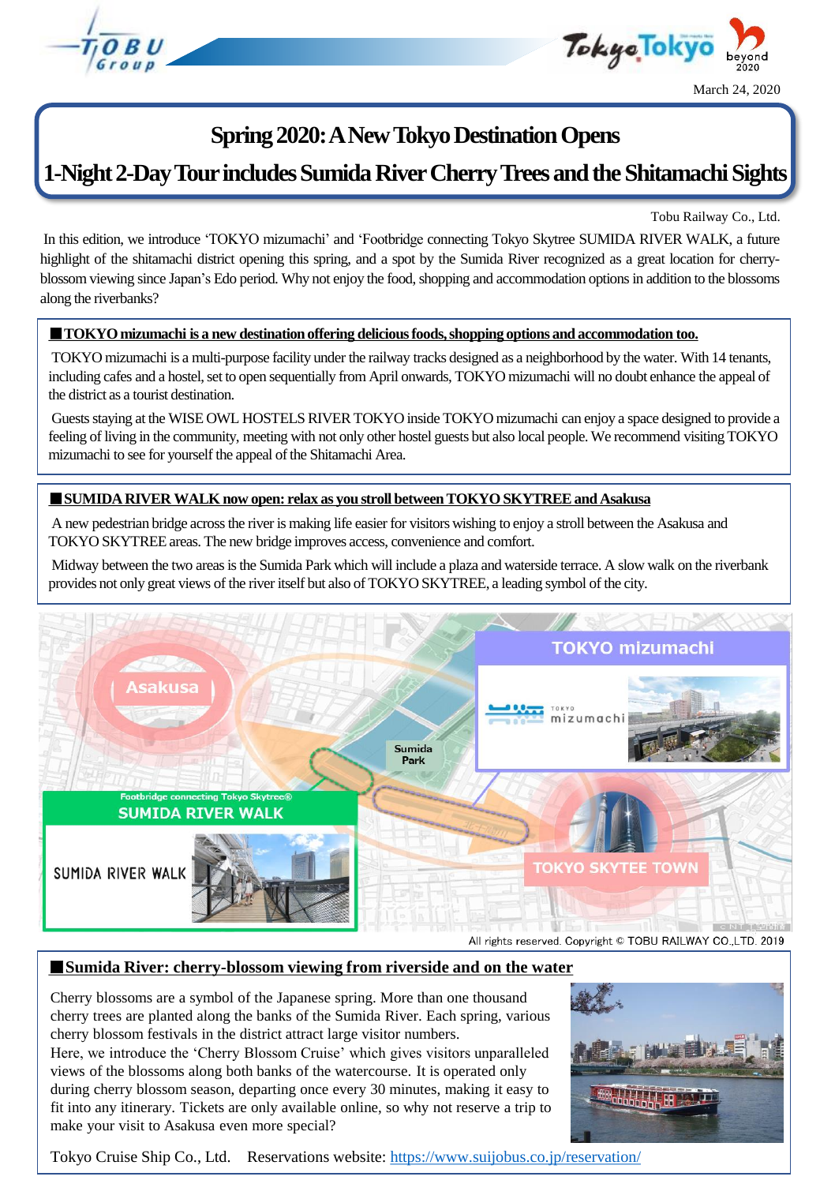March 24, 2020

# Spring 2020: A New Tokyo Destination Opens
# 1-Night 2-Day Tour includes Sumida River Cherry Trees and the Shitamachi Sights

Tobu Railway Co., Ltd.

In this edition, we introduce 'TOKYO mizumachi' and 'Footbridge connecting Tokyo Skytree SUMIDA RIVER WALK, a future highlight of the shitamachi district opening this spring, and a spot by the Sumida River recognized as a great location for cherry-blossom viewing since Japan's Edo period. Why not enjoy the food, shopping and accommodation options in addition to the blossoms along the riverbanks?

## ■TOKYO mizumachi is a new destination offering delicious foods, shopping options and accommodation too.

TOKYO mizumachi is a multi-purpose facility under the railway tracks designed as a neighborhood by the water. With 14 tenants, including cafes and a hostel, set to open sequentially from April onwards, TOKYO mizumachi will no doubt enhance the appeal of the district as a tourist destination.

Guests staying at the WISE OWL HOSTELS RIVER TOKYO inside TOKYO mizumachi can enjoy a space designed to provide a feeling of living in the community, meeting with not only other hostel guests but also local people. We recommend visiting TOKYO mizumachi to see for yourself the appeal of the Shitamachi Area.

## ■SUMIDA RIVER WALK now open: relax as you stroll between TOKYO SKYTREE and Asakusa

A new pedestrian bridge across the river is making life easier for visitors wishing to enjoy a stroll between the Asakusa and TOKYO SKYTREE areas. The new bridge improves access, convenience and comfort.

Midway between the two areas is the Sumida Park which will include a plaza and waterside terrace. A slow walk on the riverbank provides not only great views of the river itself but also of TOKYO SKYTREE, a leading symbol of the city.

Asakusa / Sumida Park / TOKYO mizumachi / Footbridge connecting Tokyo Skytree® SUMIDA RIVER WALK / TOKYO SKYTEE TOWN

All rights reserved. Copyright © TOBU RAILWAY CO.,LTD. 2019

## ■Sumida River: cherry-blossom viewing from riverside and on the water

Cherry blossoms are a symbol of the Japanese spring. More than one thousand cherry trees are planted along the banks of the Sumida River. Each spring, various cherry blossom festivals in the district attract large visitor numbers.
Here, we introduce the 'Cherry Blossom Cruise' which gives visitors unparalleled views of the blossoms along both banks of the watercourse. It is operated only during cherry blossom season, departing once every 30 minutes, making it easy to fit into any itinerary. Tickets are only available online, so why not reserve a trip to make your visit to Asakusa even more special?

Tokyo Cruise Ship Co., Ltd. Reservations website: https://www.suijobus.co.jp/reservation/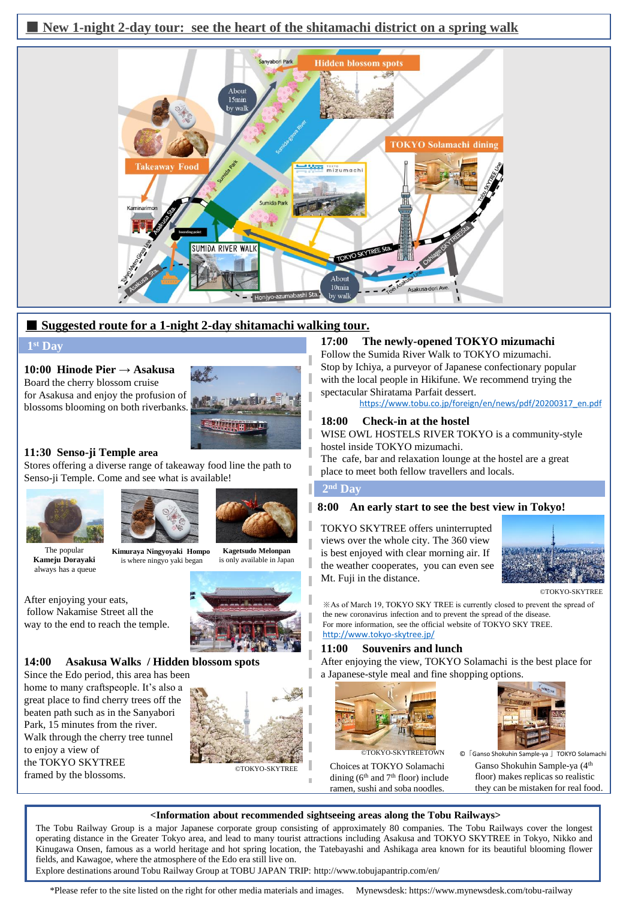## ■ New 1-night 2-day tour: see the heart of the shitamachi district on a spring walk

Hidden blossom spots

TOKYO Solamachi dining

Takeaway Food

Sanyabori Park

About 15min by walk

Sumidagawa River

Sumida Park

Sumida Park

Kaminarimon

Asakusa Sta.

Tokyo Metro Ginza Line

Asakusa Sta.

boarding point

SUMIDA RIVER WALK

TOKYO SKYTREE Sta.

Oshiage (SKYTREE) Sta.

Tobu SKYTREE Line

Honjyo-azumabashi Sta.

About 10min by walk

Toei Asakusa Line

Asakusa-dori Ave.

## ■ Suggested route for a 1-night 2-day shitamachi walking tour.

### 1st Day

**10:00 Hinode Pier → Asakusa**

Board the cherry blossom cruise for Asakusa and enjoy the profusion of blossoms blooming on both riverbanks.

**11:30 Senso-ji Temple area**

Stores offering a diverse range of takeaway food line the path to Senso-ji Temple. Come and see what is available!

The popular **Kameju Dorayaki** always has a queue

**Kimuraya Ningyoyaki Hompo** is where ningyo yaki began

**Kagetsudo Melonpan** is only available in Japan

After enjoying your eats, follow Nakamise Street all the way to the end to reach the temple.

**14:00 Asakusa Walks / Hidden blossom spots**

Since the Edo period, this area has been home to many craftspeople. It's also a great place to find cherry trees off the beaten path such as in the Sanyabori Park, 15 minutes from the river. Walk through the cherry tree tunnel to enjoy a view of the TOKYO SKYTREE framed by the blossoms.

©TOKYO-SKYTREE

**17:00 The newly-opened TOKYO mizumachi**

Follow the Sumida River Walk to TOKYO mizumachi. Stop by Ichiya, a purveyor of Japanese confectionary popular with the local people in Hikifune. We recommend trying the spectacular Shiratama Parfait dessert.

https://www.tobu.co.jp/foreign/en/news/pdf/20200317_en.pdf

**18:00 Check-in at the hostel**

WISE OWL HOSTELS RIVER TOKYO is a community-style hostel inside TOKYO mizumachi.
The cafe, bar and relaxation lounge at the hostel are a great place to meet both fellow travellers and locals.

### 2nd Day

**8:00 An early start to see the best view in Tokyo!**

TOKYO SKYTREE offers uninterrupted views over the whole city. The 360 view is best enjoyed with clear morning air. If the weather cooperates, you can even see Mt. Fuji in the distance.

©TOKYO-SKYTREE

※As of March 19, TOKYO SKY TREE is currently closed to prevent the spread of the new coronavirus infection and to prevent the spread of the disease.
For more information, see the official website of TOKYO SKY TREE.
http://www.tokyo-skytree.jp/

**11:00 Souvenirs and lunch**

After enjoying the view, TOKYO Solamachi is the best place for a Japanese-style meal and fine shopping options.

©TOKYO-SKYTREETOWN

Choices at TOKYO Solamachi dining (6th and 7th floor) include ramen, sushi and soba noodles.

©「Ganso Shokuhin Sample-ya」TOKYO Solamachi

Ganso Shokuhin Sample-ya (4th floor) makes replicas so realistic they can be mistaken for real food.

**<Information about recommended sightseeing areas along the Tobu Railways>**

The Tobu Railway Group is a major Japanese corporate group consisting of approximately 80 companies. The Tobu Railways cover the longest operating distance in the Greater Tokyo area, and lead to many tourist attractions including Asakusa and TOKYO SKYTREE in Tokyo, Nikko and Kinugawa Onsen, famous as a world heritage and hot spring location, the Tatebayashi and Ashikaga area known for its beautiful blooming flower fields, and Kawagoe, where the atmosphere of the Edo era still live on.
Explore destinations around Tobu Railway Group at TOBU JAPAN TRIP: http://www.tobujapantrip.com/en/

*Please refer to the site listed on the right for other media materials and images. Mynewsdesk: https://www.mynewsdesk.com/tobu-railway